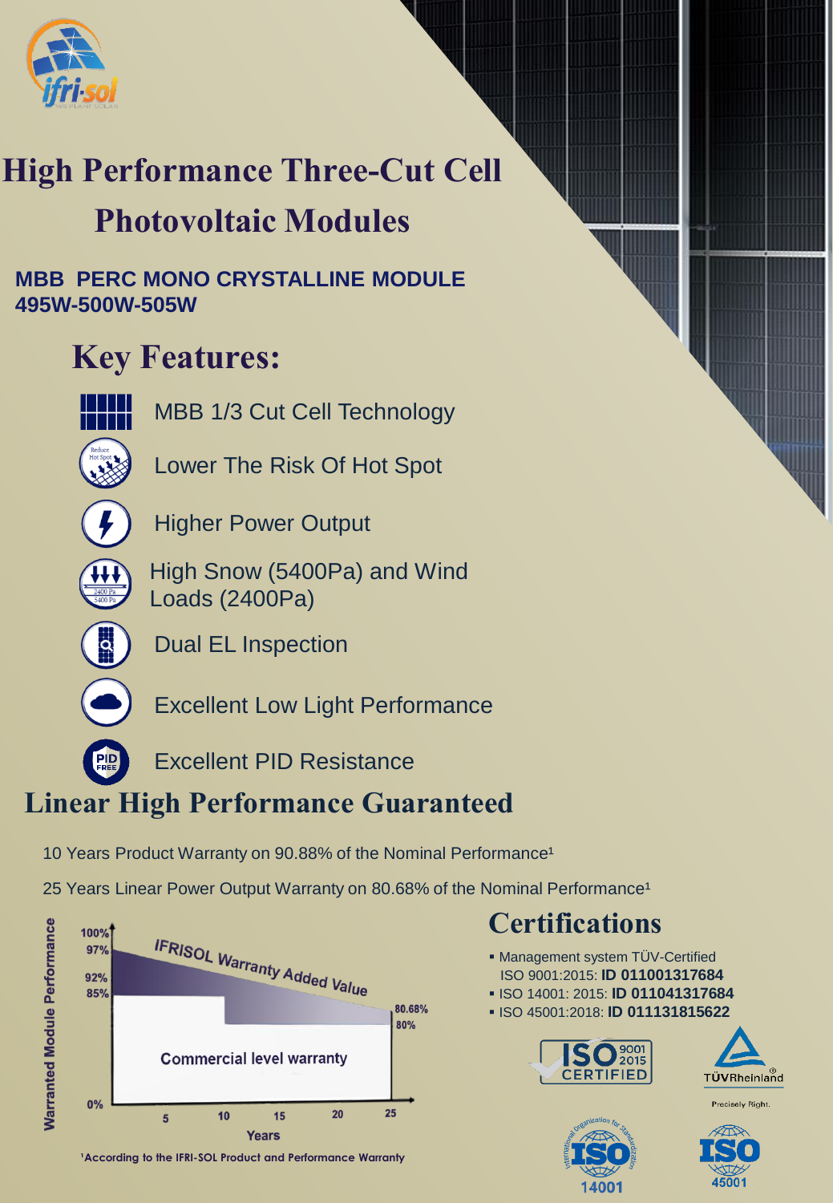# High Performance Three-Cut Cell Photovoltaic Modules

**MBB PERC MONO CRYSTALLINE MODULE 495W-500W-505W**

## Key Features:

- MBB 1/3 Cut Cell Technology
- Lower The Risk Of Hot Spot
- Higher Power Output
- High Snow (5400Pa) and Wind Loads (2400Pa)
- Dual EL Inspection
- Excellent Low Light Performance
- Excellent PID Resistance

## Linear High Performance Guaranteed

10 Years Product Warranty on 90.88% of the Nominal Performance[1]

25 Years Linear Power Output Warranty on 80.68% of the Nominal Performance[1]

[1]According to the IFRI-SOL Product and Performance Warranty

## Certifications

- Management system TÜV-Certified ISO 9001:2015: **ID 011001317684**
- ISO 14001: 2015: **ID 011041317684**
- ISO 45001:2018: **ID 011131815622**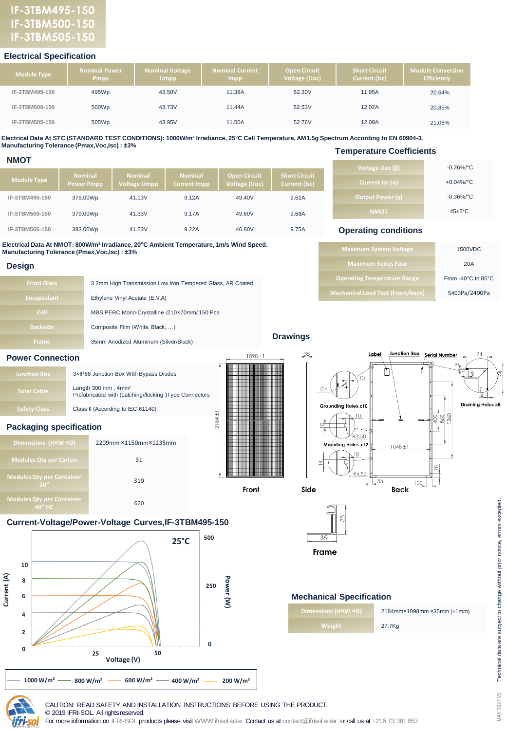# IF-3TBM495-150
# IF-3TBM500-150
# IF-3TBM505-150

## Electrical Specification

| Module Type | Nominal Power Pmpp | Nominal Voltage Umpp | Nominal Current Impp | Open Circuit Voltage (Uoc) | Short Circuit Current (Isc) | Module Conversion Efficiency |
|---|---|---|---|---|---|---|
| IF-3TBM495-150 | 495Wp | 43.50V | 11.38A | 52.30V | 11.95A | 20.64% |
| IF-3TBM500-150 | 500Wp | 43.73V | 11.44A | 52.53V | 12.02A | 20.85% |
| IF-3TBM505-150 | 505Wp | 43.95V | 11.50A | 52.76V | 12.09A | 21.06% |

**Electrical Data At STC (STANDARD TEST CONDITIONS): 1000W/m² Irradiance, 25°C Cell Temperature, AM1.5g Spectrum According to EN 60904-3.**
**Manufacturing Tolerance (Pmax,Voc,Isc) : ±3%**

## NMOT

| Module Type | Nominal Power Pmpp | Nominal Voltage Umpp | Nominal Current Impp | Open Circuit Voltage (Uoc) | Short Circuit Current (Isc) |
|---|---|---|---|---|---|
| IF-3TBM495-150 | 375.00Wp | 41.13V | 9.12A | 49.40V | 9.61A |
| IF-3TBM500-150 | 379.00Wp | 41.33V | 9.17A | 49.60V | 9.68A |
| IF-3TBM505-150 | 383.00Wp | 41.53V | 9.22A | 46.80V | 9.75A |

**Electrical Data At NMOT: 800W/m² Irradiance, 20°C Ambient Temperature, 1m/s Wind Speed.**
**Manufacturing Tolerance (Pmax,Voc,Isc) : ±3%**

## Temperature Coefficients

| | |
|---|---|
| Voltage Uoc (β) | -0.26%/°C |
| Current Isc (α) | +0.04%/°C |
| Output Power (γ) | -0.36%/°C |
| NMOT | 45±2°C |

## Operating conditions

| | |
|---|---|
| Maximum System Voltage | 1500VDC |
| Maximum Series Fuse | 20A |
| Operating Temperature Range | From -40°C to 85°C |
| Mechanical Load Test (Front/back) | 5400Pa/2400Pa |

## Design

| | |
|---|---|
| Front Glass | 3.2mm High Transmission Low Iron Tempered Glass, AR Coated |
| Encapsulant | Ethylene Vinyl Acetate (E.V.A) |
| Cell | MBB PERC Mono-Crystalline /210×70mm/ 150 Pcs |
| Backside | Composite Film (White, Black, …) |
| Frame | 35mm Anodized Aluminum (Silver/Black) |

## Power Connection

| | |
|---|---|
| Junction Box | 3×IP68 Junction Box With Bypass Diodes |
| Solar Cable | Length 300 mm , 4mm² Prefabricated with (Latching//locking )Type Connectors |
| Safety Class | Class II (According to IEC 61140) |

## Packaging specification

| | |
|---|---|
| Dimensions (H×W ×D) | 2209mm ×1150mm×1235mm |
| Modules Qty per Carton | 31 |
| Modules Qty per Container 20" | 310 |
| Modules Qty per Container 40" HC | 620 |

## Drawings

1098±1
2184±1
Front
35
Side
Label Junction Box Serial Number
Ø4
10
Grounding Holes x10
10
R3,50
Mounting Holes x12
10
R4,50
14
1048±1
400 860 1360
70
35
100
74
3
8
2
74
Draining Holes x8
Back
35
35
Frame

## Current-Voltage/Power-Voltage Curves,IF-3TBM495-150

25°C
Current (A): 0, 2, 4, 6, 8, 10
Power (W): 0, 250, 500
Voltage (V): 25, 50
1000 W/m² — 800 W/m² — 600 W/m² — 400 W/m² — 200 W/m²

## Mechanical Specification

| | |
|---|---|
| Dimensions (H×W ×D) | 2184mm×1098mm ×35mm (±1mm) |
| Weight | 27.7Kg |

Technical data are subject to change without prior notice, errors excepted.

MAY 2021 V0

CAUTION: READ SAFETY AND INSTALLATION INSTRUCTIONS BEFORE USING THE PRODUCT.
© 2019 IFRI-SOL. All rights reserved.
For more information on IFRI-SOL products please visit WWW.ifrisol.solar Contact us at contact@ifrisol.solar or call us at +216 73 381 853